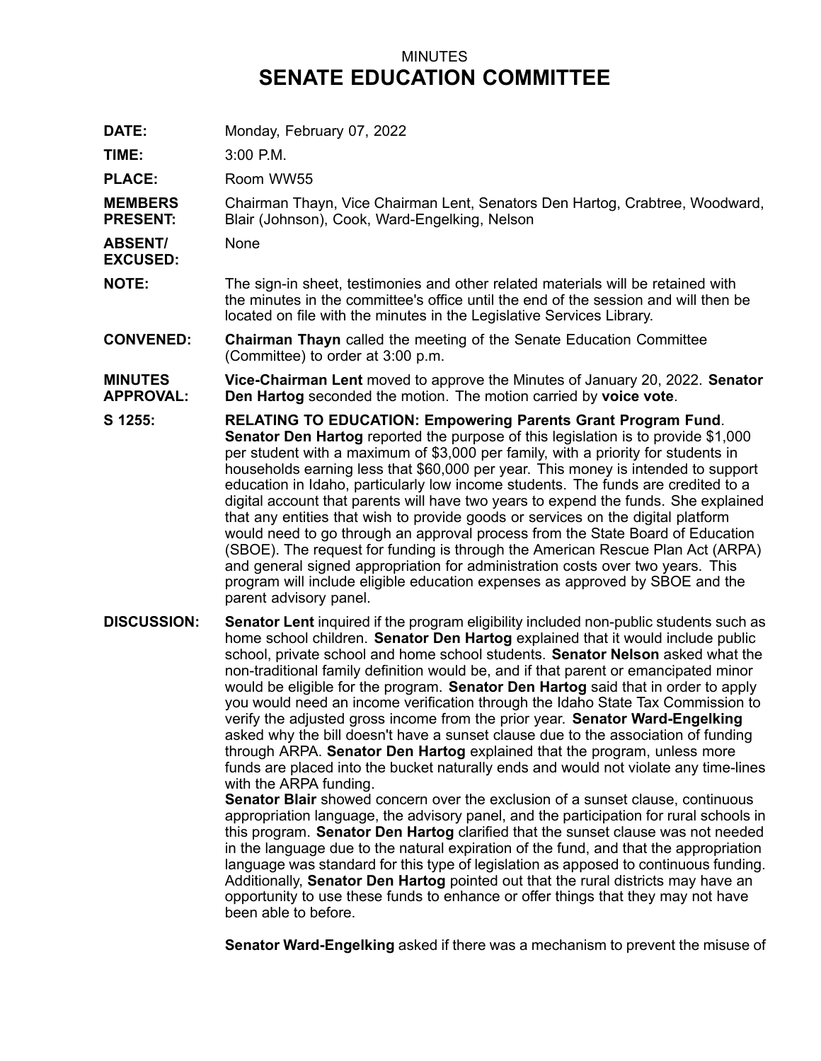MINUTES

# SENATE EDUCATION COMMITTEE

**DATE:** Monday, February 07, 2022

**TIME:** 3:00 P.M.

**PLACE:** Room WW55

**MEMBERS PRESENT:** Chairman Thayn, Vice Chairman Lent, Senators Den Hartog, Crabtree, Woodward, Blair (Johnson), Cook, Ward-Engelking, Nelson

**ABSENT/ EXCUSED:** None

**NOTE:** The sign-in sheet, testimonies and other related materials will be retained with the minutes in the committee's office until the end of the session and will then be located on file with the minutes in the Legislative Services Library.

**CONVENED:** **Chairman Thayn** called the meeting of the Senate Education Committee (Committee) to order at 3:00 p.m.

**MINUTES APPROVAL:** **Vice-Chairman Lent** moved to approve the Minutes of January 20, 2022. **Senator Den Hartog** seconded the motion. The motion carried by **voice vote**.

**S 1255:** **RELATING TO EDUCATION: Empowering Parents Grant Program Fund**. **Senator Den Hartog** reported the purpose of this legislation is to provide $1,000 per student with a maximum of $3,000 per family, with a priority for students in households earning less that $60,000 per year. This money is intended to support education in Idaho, particularly low income students. The funds are credited to a digital account that parents will have two years to expend the funds. She explained that any entities that wish to provide goods or services on the digital platform would need to go through an approval process from the State Board of Education (SBOE). The request for funding is through the American Rescue Plan Act (ARPA) and general signed appropriation for administration costs over two years. This program will include eligible education expenses as approved by SBOE and the parent advisory panel.

**DISCUSSION:** **Senator Lent** inquired if the program eligibility included non-public students such as home school children. **Senator Den Hartog** explained that it would include public school, private school and home school students. **Senator Nelson** asked what the non-traditional family definition would be, and if that parent or emancipated minor would be eligible for the program. **Senator Den Hartog** said that in order to apply you would need an income verification through the Idaho State Tax Commission to verify the adjusted gross income from the prior year. **Senator Ward-Engelking** asked why the bill doesn't have a sunset clause due to the association of funding through ARPA. **Senator Den Hartog** explained that the program, unless more funds are placed into the bucket naturally ends and would not violate any time-lines with the ARPA funding.

**Senator Blair** showed concern over the exclusion of a sunset clause, continuous appropriation language, the advisory panel, and the participation for rural schools in this program. **Senator Den Hartog** clarified that the sunset clause was not needed in the language due to the natural expiration of the fund, and that the appropriation language was standard for this type of legislation as apposed to continuous funding. Additionally, **Senator Den Hartog** pointed out that the rural districts may have an opportunity to use these funds to enhance or offer things that they may not have been able to before.

**Senator Ward-Engelking** asked if there was a mechanism to prevent the misuse of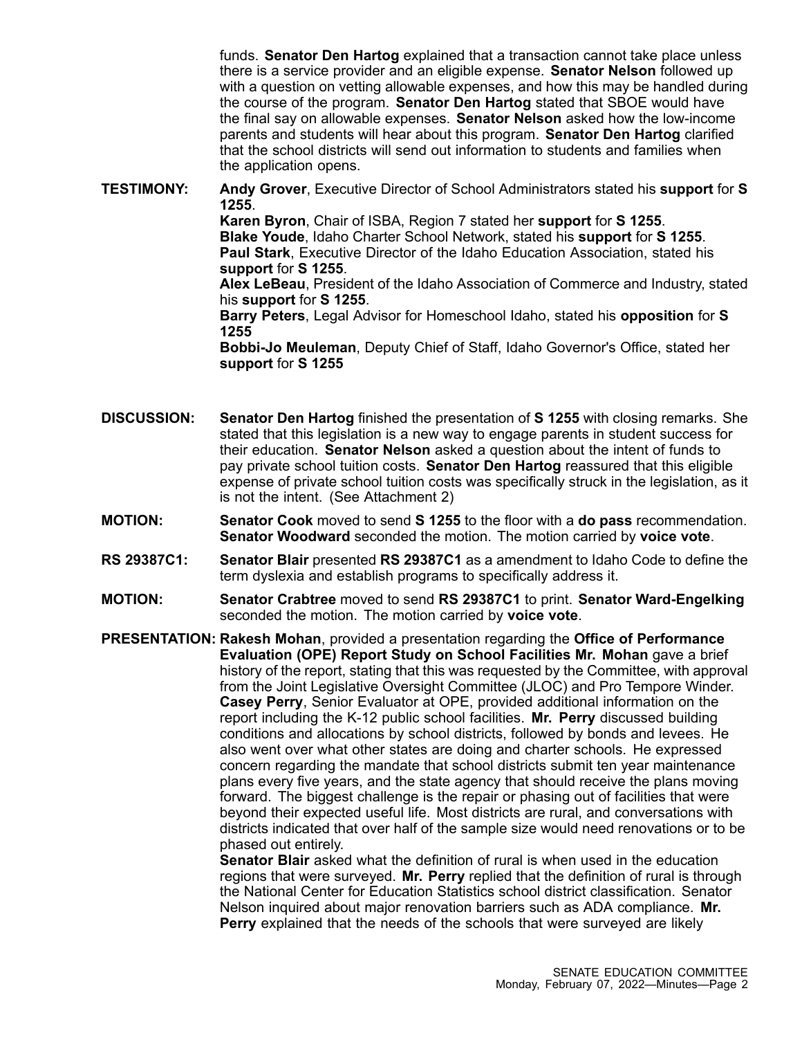funds. **Senator Den Hartog** explained that a transaction cannot take place unless there is a service provider and an eligible expense. **Senator Nelson** followed up with a question on vetting allowable expenses, and how this may be handled during the course of the program. **Senator Den Hartog** stated that SBOE would have the final say on allowable expenses. **Senator Nelson** asked how the low-income parents and students will hear about this program. **Senator Den Hartog** clarified that the school districts will send out information to students and families when the application opens.

**TESTIMONY:** **Andy Grover**, Executive Director of School Administrators stated his **support** for **S 1255**.

**Karen Byron**, Chair of ISBA, Region 7 stated her **support** for **S 1255**.

**Blake Youde**, Idaho Charter School Network, stated his **support** for **S 1255**.

**Paul Stark**, Executive Director of the Idaho Education Association, stated his **support** for **S 1255**.

**Alex LeBeau**, President of the Idaho Association of Commerce and Industry, stated his **support** for **S 1255**.

**Barry Peters**, Legal Advisor for Homeschool Idaho, stated his **opposition** for **S 1255**

**Bobbi-Jo Meuleman**, Deputy Chief of Staff, Idaho Governor's Office, stated her **support** for **S 1255**

**DISCUSSION:** **Senator Den Hartog** finished the presentation of **S 1255** with closing remarks. She stated that this legislation is a new way to engage parents in student success for their education. **Senator Nelson** asked a question about the intent of funds to pay private school tuition costs. **Senator Den Hartog** reassured that this eligible expense of private school tuition costs was specifically struck in the legislation, as it is not the intent. (See Attachment 2)

**MOTION:** **Senator Cook** moved to send **S 1255** to the floor with a **do pass** recommendation. **Senator Woodward** seconded the motion. The motion carried by **voice vote**.

**RS 29387C1:** **Senator Blair** presented **RS 29387C1** as a amendment to Idaho Code to define the term dyslexia and establish programs to specifically address it.

**MOTION:** **Senator Crabtree** moved to send **RS 29387C1** to print. **Senator Ward-Engelking** seconded the motion. The motion carried by **voice vote**.

**PRESENTATION:** **Rakesh Mohan**, provided a presentation regarding the **Office of Performance Evaluation (OPE) Report Study on School Facilities** **Mr. Mohan** gave a brief history of the report, stating that this was requested by the Committee, with approval from the Joint Legislative Oversight Committee (JLOC) and Pro Tempore Winder. **Casey Perry**, Senior Evaluator at OPE, provided additional information on the report including the K-12 public school facilities. **Mr. Perry** discussed building conditions and allocations by school districts, followed by bonds and levees. He also went over what other states are doing and charter schools. He expressed concern regarding the mandate that school districts submit ten year maintenance plans every five years, and the state agency that should receive the plans moving forward. The biggest challenge is the repair or phasing out of facilities that were beyond their expected useful life. Most districts are rural, and conversations with districts indicated that over half of the sample size would need renovations or to be phased out entirely.

**Senator Blair** asked what the definition of rural is when used in the education regions that were surveyed. **Mr. Perry** replied that the definition of rural is through the National Center for Education Statistics school district classification. Senator Nelson inquired about major renovation barriers such as ADA compliance. **Mr. Perry** explained that the needs of the schools that were surveyed are likely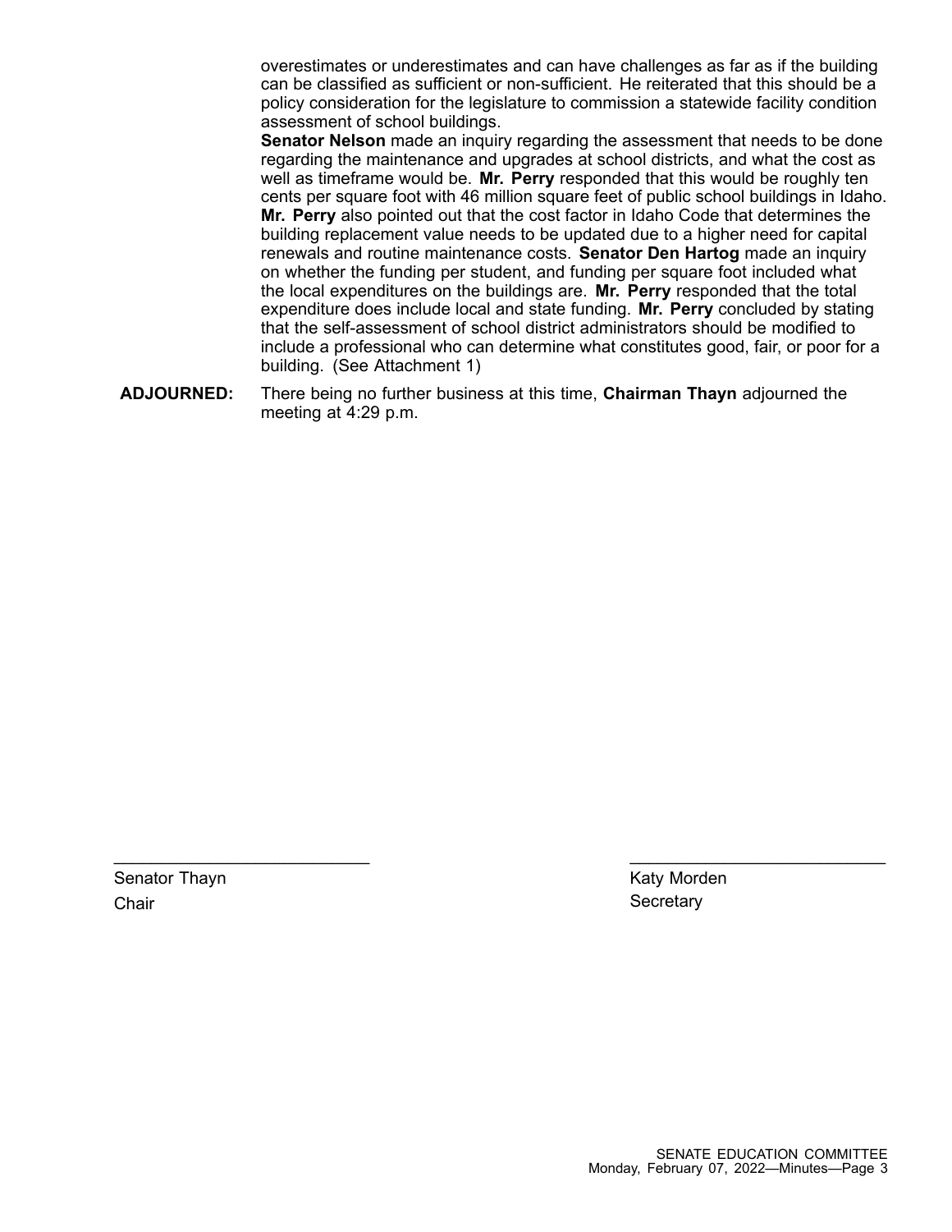overestimates or underestimates and can have challenges as far as if the building can be classified as sufficient or non-sufficient. He reiterated that this should be a policy consideration for the legislature to commission a statewide facility condition assessment of school buildings.

**Senator Nelson** made an inquiry regarding the assessment that needs to be done regarding the maintenance and upgrades at school districts, and what the cost as well as timeframe would be. **Mr. Perry** responded that this would be roughly ten cents per square foot with 46 million square feet of public school buildings in Idaho. **Mr. Perry** also pointed out that the cost factor in Idaho Code that determines the building replacement value needs to be updated due to a higher need for capital renewals and routine maintenance costs. **Senator Den Hartog** made an inquiry on whether the funding per student, and funding per square foot included what the local expenditures on the buildings are. **Mr. Perry** responded that the total expenditure does include local and state funding. **Mr. Perry** concluded by stating that the self-assessment of school district administrators should be modified to include a professional who can determine what constitutes good, fair, or poor for a building. (See Attachment 1)

**ADJOURNED:** There being no further business at this time, **Chairman Thayn** adjourned the meeting at 4:29 p.m.

| | |
|---|---|
| ___________________________ | ___________________________ |
| Senator Thayn | Katy Morden |
| Chair | Secretary |